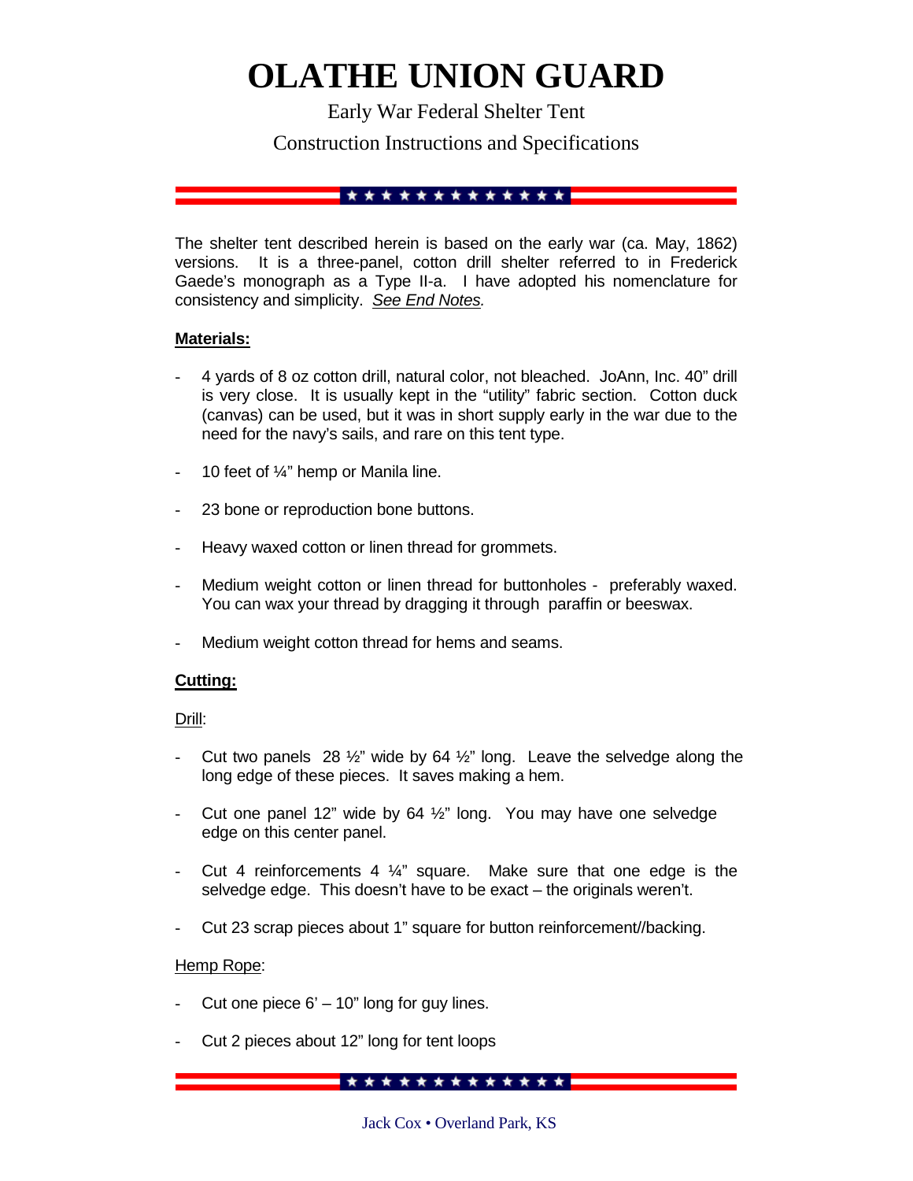# OLATHE UNION GUARD

Early War Federal Shelter Tent

Construction Instructions and Specifications

The shelter tent described herein is based on the early war (ca. May, 1862) versions. It is a three-panel, cotton drill shelter referred to in Frederick Gaede's monograph as a Type II-a. I have adopted his nomenclature for consistency and simplicity. *See End Notes.*

**Materials:**

- 4 yards of 8 oz cotton drill, natural color, not bleached. JoAnn, Inc. 40" drill is very close. It is usually kept in the "utility" fabric section. Cotton duck (canvas) can be used, but it was in short supply early in the war due to the need for the navy's sails, and rare on this tent type.
- 10 feet of ¼" hemp or Manila line.
- 23 bone or reproduction bone buttons.
- Heavy waxed cotton or linen thread for grommets.
- Medium weight cotton or linen thread for buttonholes - preferably waxed. You can wax your thread by dragging it through paraffin or beeswax.
- Medium weight cotton thread for hems and seams.

**Cutting:**

Drill:

- Cut two panels 28 ½" wide by 64 ½" long. Leave the selvedge along the long edge of these pieces. It saves making a hem.
- Cut one panel 12" wide by 64 ½" long. You may have one selvedge edge on this center panel.
- Cut 4 reinforcements 4 ¼" square. Make sure that one edge is the selvedge edge. This doesn't have to be exact – the originals weren't.
- Cut 23 scrap pieces about 1" square for button reinforcement//backing.

Hemp Rope:

- Cut one piece 6' – 10" long for guy lines.
- Cut 2 pieces about 12" long for tent loops

Jack Cox • Overland Park, KS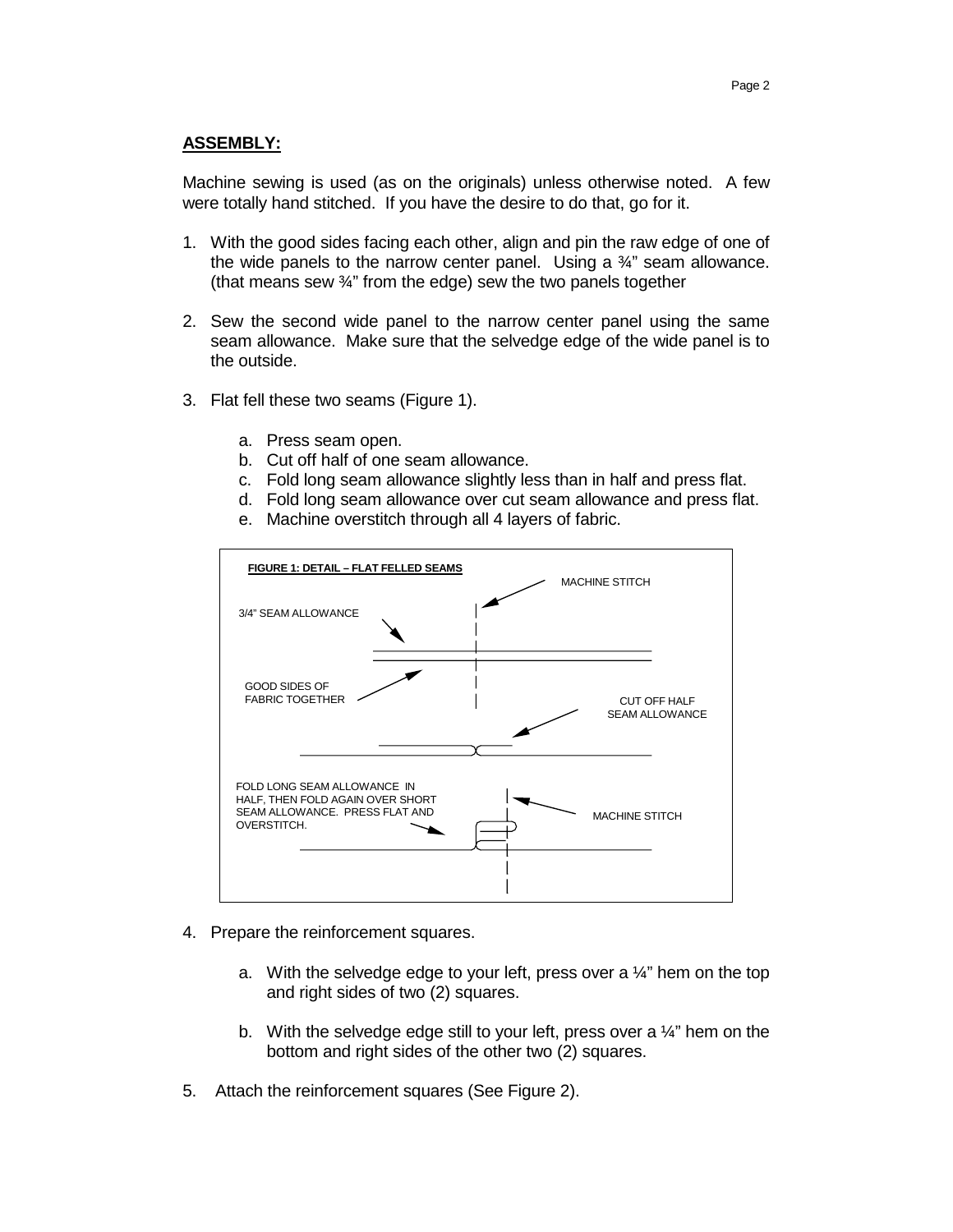**ASSEMBLY:**

Machine sewing is used (as on the originals) unless otherwise noted. A few were totally hand stitched. If you have the desire to do that, go for it.

1. With the good sides facing each other, align and pin the raw edge of one of the wide panels to the narrow center panel. Using a ¾" seam allowance. (that means sew ¾" from the edge) sew the two panels together

2. Sew the second wide panel to the narrow center panel using the same seam allowance. Make sure that the selvedge edge of the wide panel is to the outside.

3. Flat fell these two seams (Figure 1).

   a. Press seam open.
   b. Cut off half of one seam allowance.
   c. Fold long seam allowance slightly less than in half and press flat.
   d. Fold long seam allowance over cut seam allowance and press flat.
   e. Machine overstitch through all 4 layers of fabric.

**FIGURE 1: DETAIL – FLAT FELLED SEAMS**

MACHINE STITCH

3/4" SEAM ALLOWANCE

GOOD SIDES OF FABRIC TOGETHER

CUT OFF HALF SEAM ALLOWANCE

FOLD LONG SEAM ALLOWANCE IN HALF, THEN FOLD AGAIN OVER SHORT SEAM ALLOWANCE. PRESS FLAT AND OVERSTITCH.

MACHINE STITCH

4. Prepare the reinforcement squares.

   a. With the selvedge edge to your left, press over a ¼" hem on the top and right sides of two (2) squares.

   b. With the selvedge edge still to your left, press over a ¼" hem on the bottom and right sides of the other two (2) squares.

5. Attach the reinforcement squares (See Figure 2).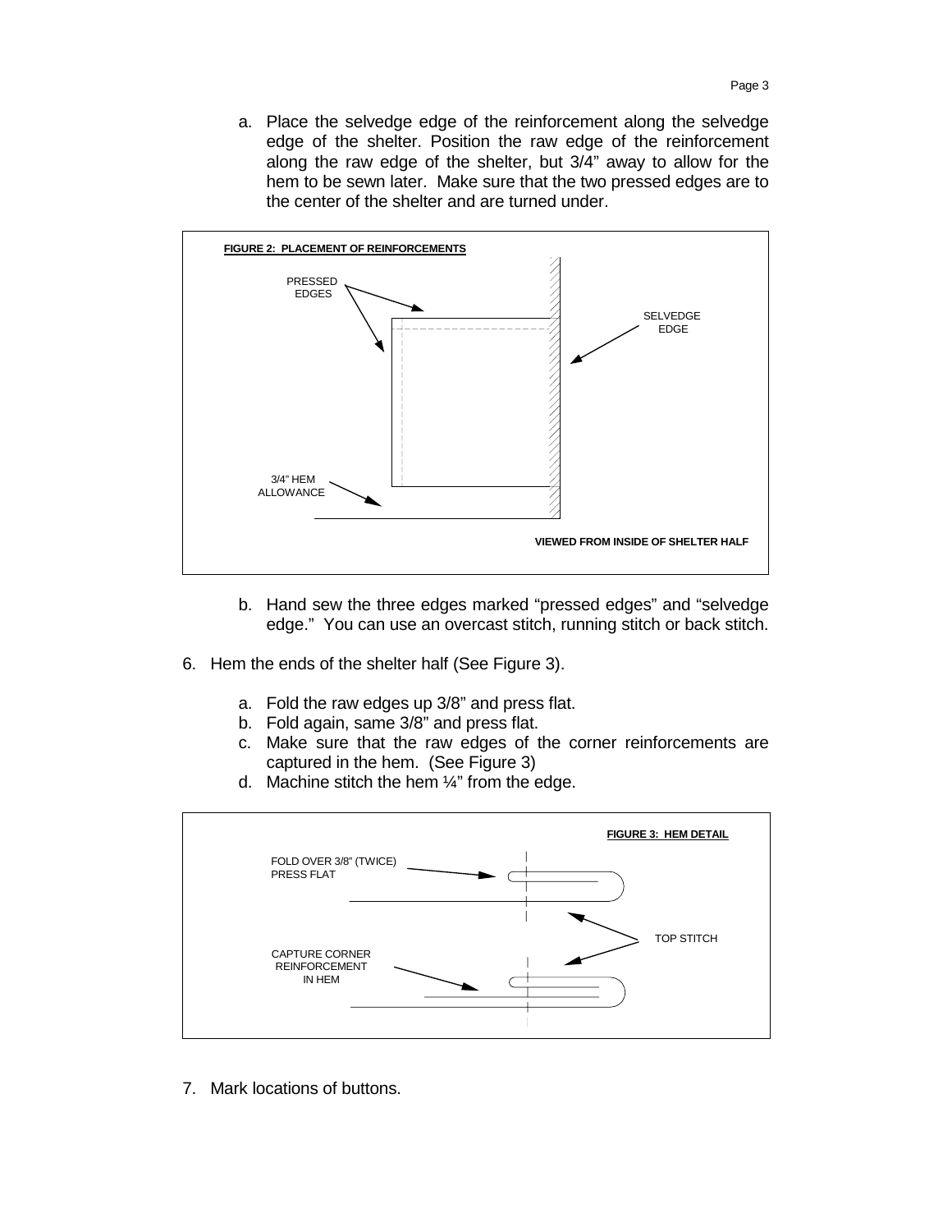a. Place the selvedge edge of the reinforcement along the selvedge edge of the shelter. Position the raw edge of the reinforcement along the raw edge of the shelter, but 3/4" away to allow for the hem to be sewn later. Make sure that the two pressed edges are to the center of the shelter and are turned under.

**FIGURE 2: PLACEMENT OF REINFORCEMENTS**

PRESSED EDGES

SELVEDGE EDGE

3/4" HEM ALLOWANCE

**VIEWED FROM INSIDE OF SHELTER HALF**

b. Hand sew the three edges marked "pressed edges" and "selvedge edge." You can use an overcast stitch, running stitch or back stitch.

6. Hem the ends of the shelter half (See Figure 3).

   a. Fold the raw edges up 3/8" and press flat.
   b. Fold again, same 3/8" and press flat.
   c. Make sure that the raw edges of the corner reinforcements are captured in the hem. (See Figure 3)
   d. Machine stitch the hem ¼" from the edge.

**FIGURE 3: HEM DETAIL**

FOLD OVER 3/8" (TWICE) PRESS FLAT

TOP STITCH

CAPTURE CORNER REINFORCEMENT IN HEM

7. Mark locations of buttons.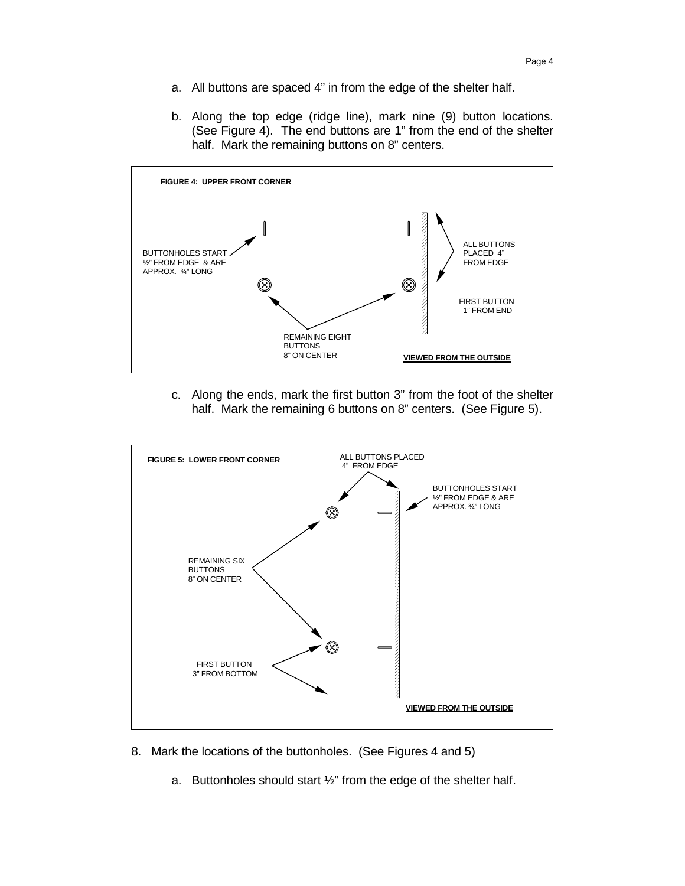a. All buttons are spaced 4" in from the edge of the shelter half.

b. Along the top edge (ridge line), mark nine (9) button locations. (See Figure 4). The end buttons are 1" from the end of the shelter half. Mark the remaining buttons on 8" centers.

**FIGURE 4: UPPER FRONT CORNER**

BUTTONHOLES START ½" FROM EDGE & ARE APPROX. ¾" LONG

ALL BUTTONS PLACED 4" FROM EDGE

FIRST BUTTON 1" FROM END

REMAINING EIGHT BUTTONS 8" ON CENTER

**VIEWED FROM THE OUTSIDE**

c. Along the ends, mark the first button 3" from the foot of the shelter half. Mark the remaining 6 buttons on 8" centers. (See Figure 5).

**FIGURE 5: LOWER FRONT CORNER**

ALL BUTTONS PLACED 4" FROM EDGE

BUTTONHOLES START ½" FROM EDGE & ARE APPROX. ¾" LONG

REMAINING SIX BUTTONS 8" ON CENTER

FIRST BUTTON 3" FROM BOTTOM

**VIEWED FROM THE OUTSIDE**

8. Mark the locations of the buttonholes. (See Figures 4 and 5)

   a. Buttonholes should start ½" from the edge of the shelter half.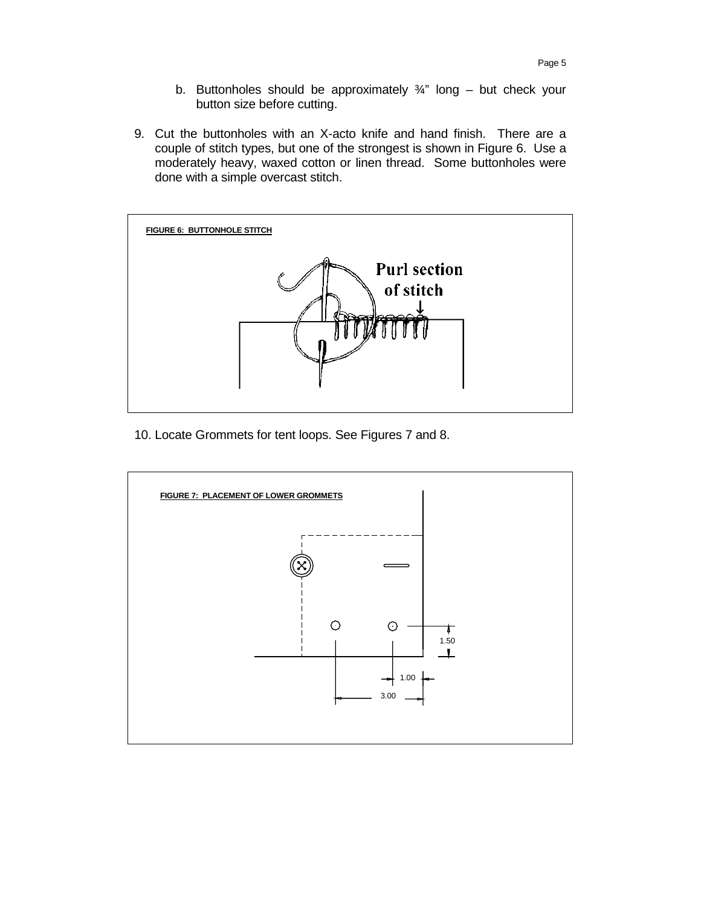b. Buttonholes should be approximately ¾" long – but check your button size before cutting.

9. Cut the buttonholes with an X-acto knife and hand finish. There are a couple of stitch types, but one of the strongest is shown in Figure 6. Use a moderately heavy, waxed cotton or linen thread. Some buttonholes were done with a simple overcast stitch.

**FIGURE 6: BUTTONHOLE STITCH**

Purl section of stitch

10. Locate Grommets for tent loops. See Figures 7 and 8.

**FIGURE 7: PLACEMENT OF LOWER GROMMETS**

1.50

1.00

3.00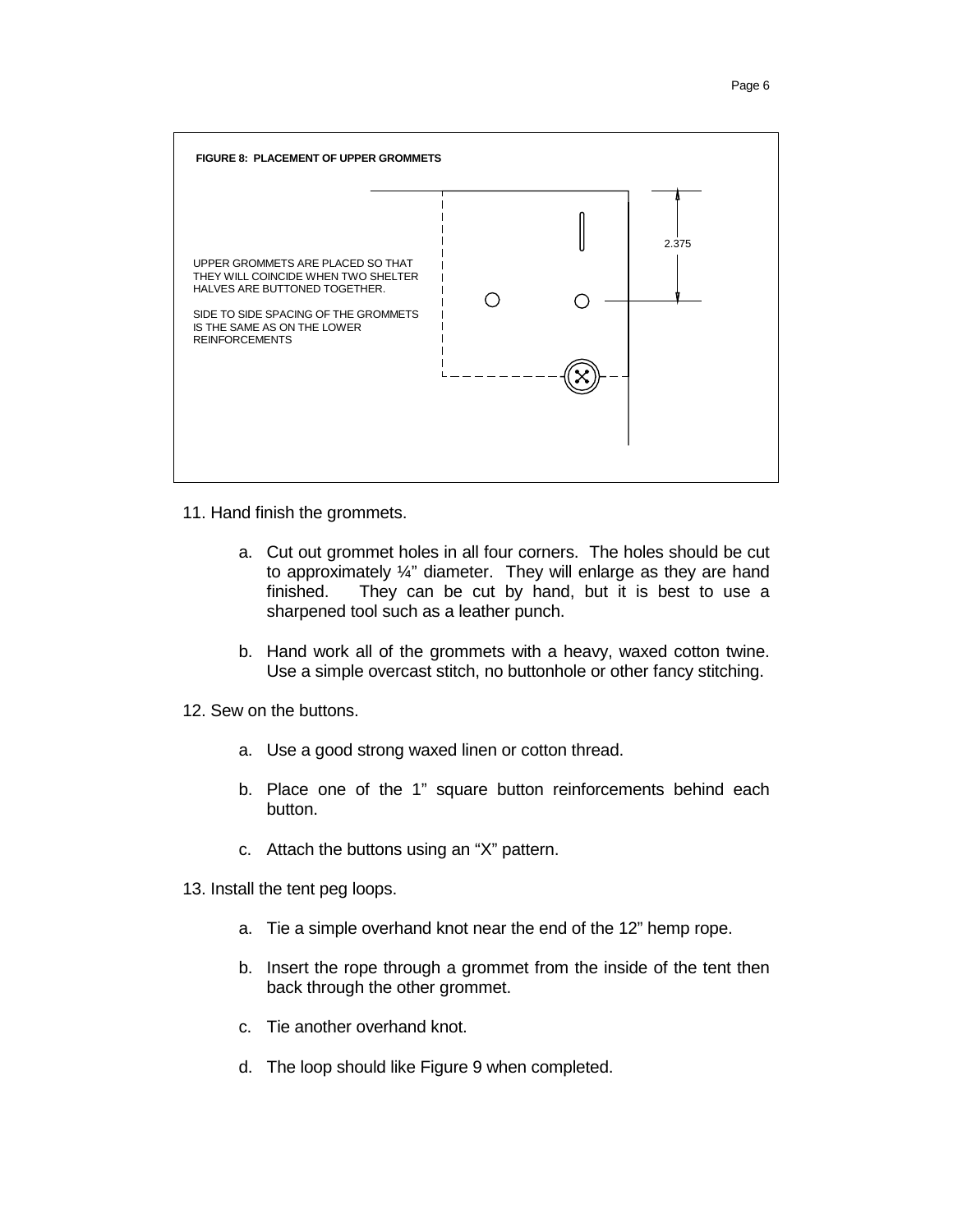**FIGURE 8: PLACEMENT OF UPPER GROMMETS**

UPPER GROMMETS ARE PLACED SO THAT THEY WILL COINCIDE WHEN TWO SHELTER HALVES ARE BUTTONED TOGETHER.

SIDE TO SIDE SPACING OF THE GROMMETS IS THE SAME AS ON THE LOWER REINFORCEMENTS

2.375

11. Hand finish the grommets.

    a. Cut out grommet holes in all four corners. The holes should be cut to approximately ¼" diameter. They will enlarge as they are hand finished. They can be cut by hand, but it is best to use a sharpened tool such as a leather punch.

    b. Hand work all of the grommets with a heavy, waxed cotton twine. Use a simple overcast stitch, no buttonhole or other fancy stitching.

12. Sew on the buttons.

    a. Use a good strong waxed linen or cotton thread.

    b. Place one of the 1" square button reinforcements behind each button.

    c. Attach the buttons using an "X" pattern.

13. Install the tent peg loops.

    a. Tie a simple overhand knot near the end of the 12" hemp rope.

    b. Insert the rope through a grommet from the inside of the tent then back through the other grommet.

    c. Tie another overhand knot.

    d. The loop should like Figure 9 when completed.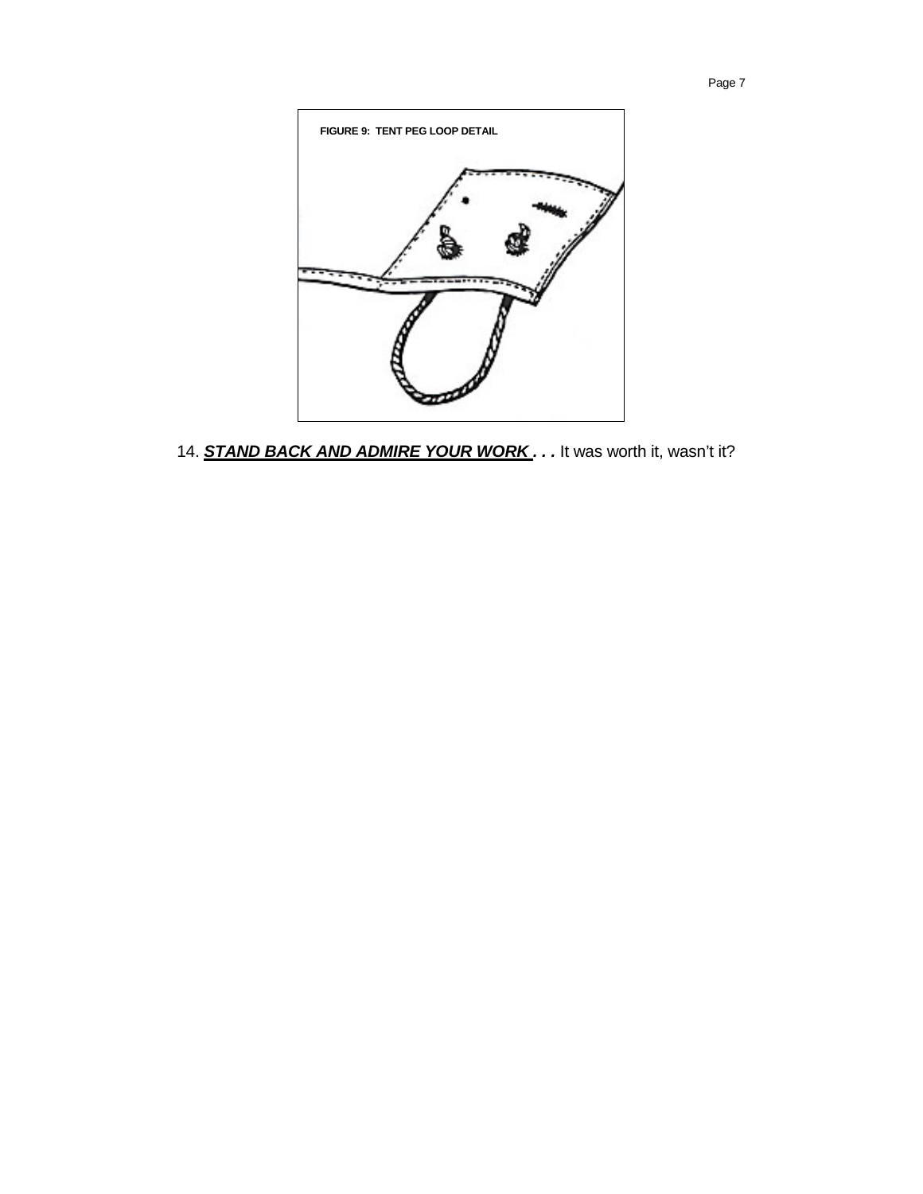FIGURE 9: TENT PEG LOOP DETAIL

14. ***STAND BACK AND ADMIRE YOUR WORK . . .*** It was worth it, wasn't it?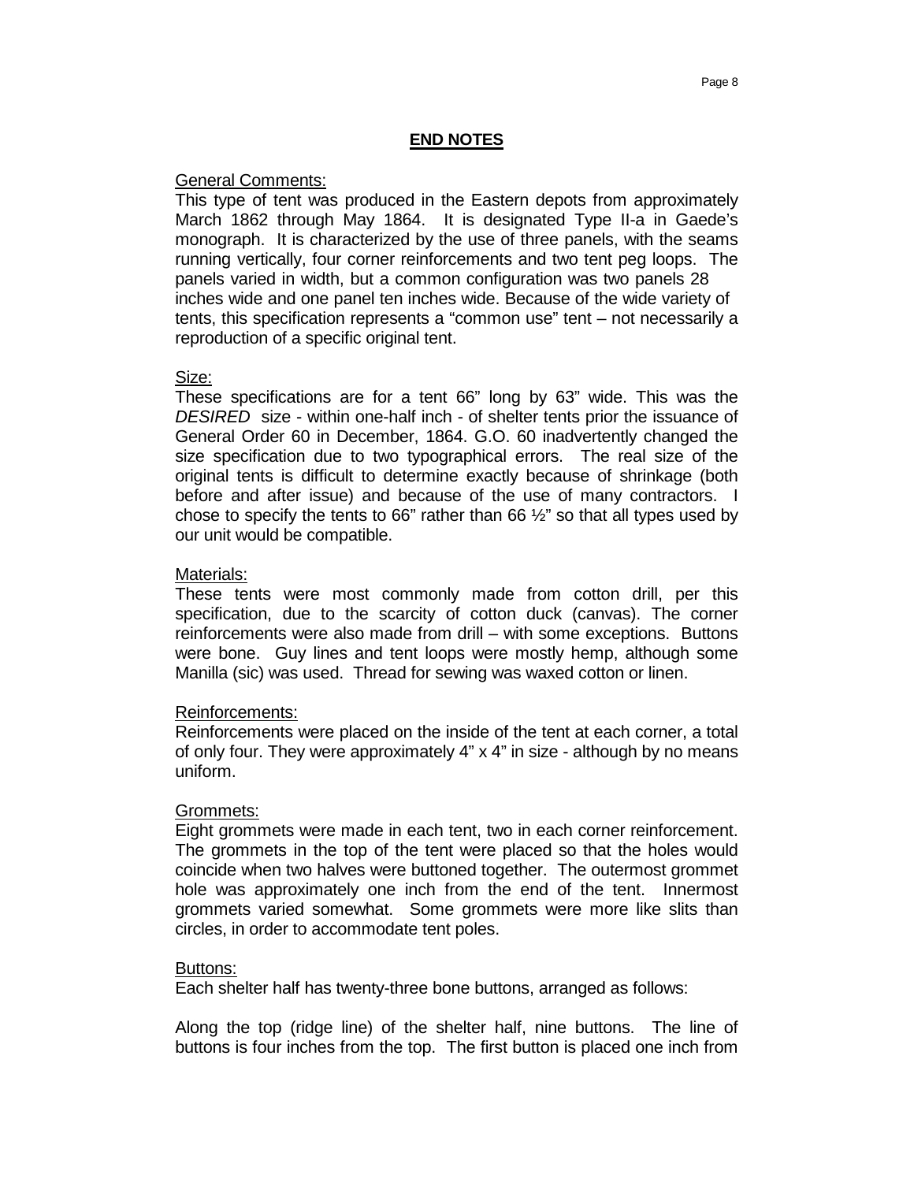## END NOTES

General Comments:

This type of tent was produced in the Eastern depots from approximately March 1862 through May 1864. It is designated Type II-a in Gaede's monograph. It is characterized by the use of three panels, with the seams running vertically, four corner reinforcements and two tent peg loops. The panels varied in width, but a common configuration was two panels 28 inches wide and one panel ten inches wide. Because of the wide variety of tents, this specification represents a "common use" tent – not necessarily a reproduction of a specific original tent.

Size:

These specifications are for a tent 66" long by 63" wide. This was the *DESIRED* size - within one-half inch - of shelter tents prior the issuance of General Order 60 in December, 1864. G.O. 60 inadvertently changed the size specification due to two typographical errors. The real size of the original tents is difficult to determine exactly because of shrinkage (both before and after issue) and because of the use of many contractors. I chose to specify the tents to 66" rather than 66 ½" so that all types used by our unit would be compatible.

Materials:

These tents were most commonly made from cotton drill, per this specification, due to the scarcity of cotton duck (canvas). The corner reinforcements were also made from drill – with some exceptions. Buttons were bone. Guy lines and tent loops were mostly hemp, although some Manilla (sic) was used. Thread for sewing was waxed cotton or linen.

Reinforcements:

Reinforcements were placed on the inside of the tent at each corner, a total of only four. They were approximately 4" x 4" in size - although by no means uniform.

Grommets:

Eight grommets were made in each tent, two in each corner reinforcement. The grommets in the top of the tent were placed so that the holes would coincide when two halves were buttoned together. The outermost grommet hole was approximately one inch from the end of the tent. Innermost grommets varied somewhat. Some grommets were more like slits than circles, in order to accommodate tent poles.

Buttons:

Each shelter half has twenty-three bone buttons, arranged as follows:

Along the top (ridge line) of the shelter half, nine buttons. The line of buttons is four inches from the top. The first button is placed one inch from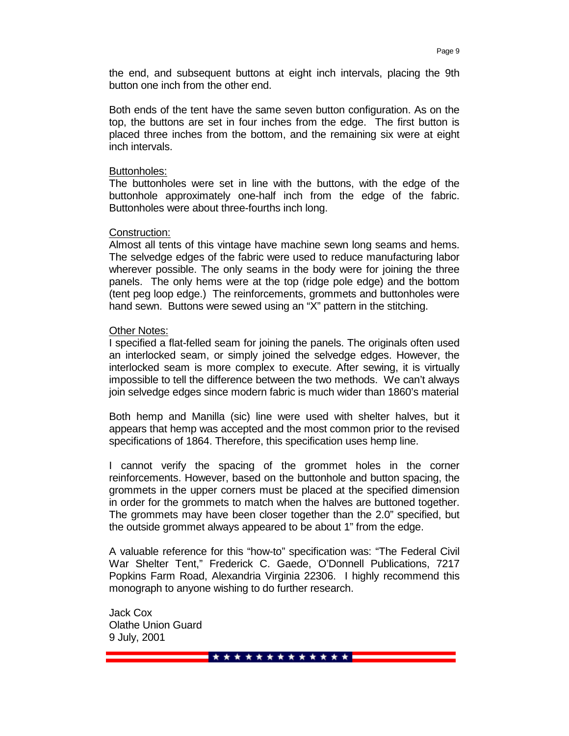the end, and subsequent buttons at eight inch intervals, placing the 9th button one inch from the other end.

Both ends of the tent have the same seven button configuration. As on the top, the buttons are set in four inches from the edge. The first button is placed three inches from the bottom, and the remaining six were at eight inch intervals.

Buttonholes:

The buttonholes were set in line with the buttons, with the edge of the buttonhole approximately one-half inch from the edge of the fabric. Buttonholes were about three-fourths inch long.

Construction:

Almost all tents of this vintage have machine sewn long seams and hems. The selvedge edges of the fabric were used to reduce manufacturing labor wherever possible. The only seams in the body were for joining the three panels. The only hems were at the top (ridge pole edge) and the bottom (tent peg loop edge.) The reinforcements, grommets and buttonholes were hand sewn. Buttons were sewed using an "X" pattern in the stitching.

Other Notes:

I specified a flat-felled seam for joining the panels. The originals often used an interlocked seam, or simply joined the selvedge edges. However, the interlocked seam is more complex to execute. After sewing, it is virtually impossible to tell the difference between the two methods. We can't always join selvedge edges since modern fabric is much wider than 1860's material

Both hemp and Manilla (sic) line were used with shelter halves, but it appears that hemp was accepted and the most common prior to the revised specifications of 1864. Therefore, this specification uses hemp line.

I cannot verify the spacing of the grommet holes in the corner reinforcements. However, based on the buttonhole and button spacing, the grommets in the upper corners must be placed at the specified dimension in order for the grommets to match when the halves are buttoned together. The grommets may have been closer together than the 2.0" specified, but the outside grommet always appeared to be about 1" from the edge.

A valuable reference for this "how-to" specification was: "The Federal Civil War Shelter Tent," Frederick C. Gaede, O'Donnell Publications, 7217 Popkins Farm Road, Alexandria Virginia 22306. I highly recommend this monograph to anyone wishing to do further research.

Jack Cox
Olathe Union Guard
9 July, 2001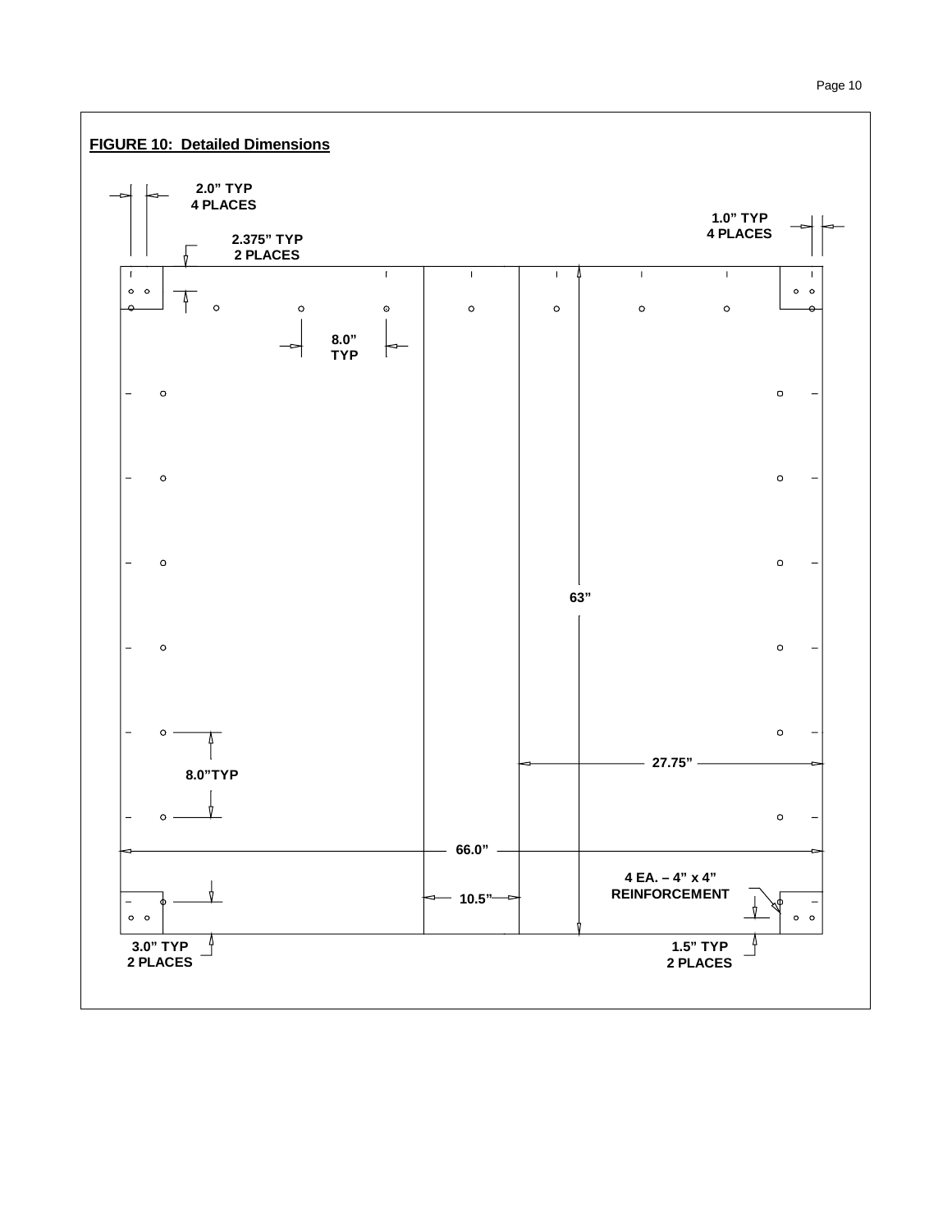**FIGURE 10: Detailed Dimensions**

2.0" TYP
4 PLACES

1.0" TYP
4 PLACES

2.375" TYP
2 PLACES

8.0"
TYP

63"

27.75"

8.0"TYP

66.0"

4 EA. – 4" x 4"
REINFORCEMENT

10.5"

3.0" TYP
2 PLACES

1.5" TYP
2 PLACES